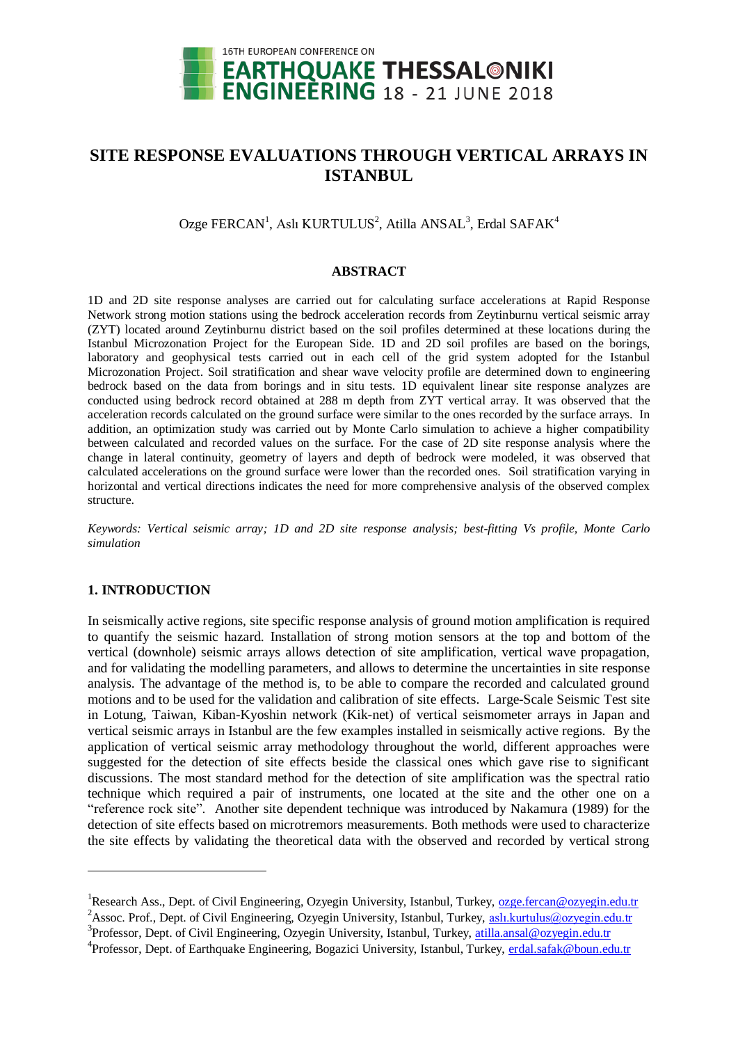# SITE RESPONSE EVALUATIONS THROUGH VERTICAL ARRAYS IN ISTANBUL

Ozge FERCAN[1], Aslı KURTULUS[2], Atilla ANSAL[3], Erdal SAFAK[4]

## ABSTRACT

1D and 2D site response analyses are carried out for calculating surface accelerations at Rapid Response Network strong motion stations using the bedrock acceleration records from Zeytinburnu vertical seismic array (ZYT) located around Zeytinburnu district based on the soil profiles determined at these locations during the Istanbul Microzonation Project for the European Side. 1D and 2D soil profiles are based on the borings, laboratory and geophysical tests carried out in each cell of the grid system adopted for the Istanbul Microzonation Project. Soil stratification and shear wave velocity profile are determined down to engineering bedrock based on the data from borings and in situ tests. 1D equivalent linear site response analyzes are conducted using bedrock record obtained at 288 m depth from ZYT vertical array. It was observed that the acceleration records calculated on the ground surface were similar to the ones recorded by the surface arrays. In addition, an optimization study was carried out by Monte Carlo simulation to achieve a higher compatibility between calculated and recorded values on the surface. For the case of 2D site response analysis where the change in lateral continuity, geometry of layers and depth of bedrock were modeled, it was observed that calculated accelerations on the ground surface were lower than the recorded ones. Soil stratification varying in horizontal and vertical directions indicates the need for more comprehensive analysis of the observed complex structure.

*Keywords: Vertical seismic array; 1D and 2D site response analysis; best-fitting Vs profile, Monte Carlo simulation*

## 1. INTRODUCTION

In seismically active regions, site specific response analysis of ground motion amplification is required to quantify the seismic hazard. Installation of strong motion sensors at the top and bottom of the vertical (downhole) seismic arrays allows detection of site amplification, vertical wave propagation, and for validating the modelling parameters, and allows to determine the uncertainties in site response analysis. The advantage of the method is, to be able to compare the recorded and calculated ground motions and to be used for the validation and calibration of site effects. Large-Scale Seismic Test site in Lotung, Taiwan, Kiban-Kyoshin network (Kik-net) of vertical seismometer arrays in Japan and vertical seismic arrays in Istanbul are the few examples installed in seismically active regions. By the application of vertical seismic array methodology throughout the world, different approaches were suggested for the detection of site effects beside the classical ones which gave rise to significant discussions. The most standard method for the detection of site amplification was the spectral ratio technique which required a pair of instruments, one located at the site and the other one on a "reference rock site". Another site dependent technique was introduced by Nakamura (1989) for the detection of site effects based on microtremors measurements. Both methods were used to characterize the site effects by validating the theoretical data with the observed and recorded by vertical strong

---

[1]Research Ass., Dept. of Civil Engineering, Ozyegin University, Istanbul, Turkey, ozge.fercan@ozyegin.edu.tr

[2]Assoc. Prof., Dept. of Civil Engineering, Ozyegin University, Istanbul, Turkey, aslı.kurtulus@ozyegin.edu.tr

[3]Professor, Dept. of Civil Engineering, Ozyegin University, Istanbul, Turkey, atilla.ansal@ozyegin.edu.tr

[4]Professor, Dept. of Earthquake Engineering, Bogazici University, Istanbul, Turkey, erdal.safak@boun.edu.tr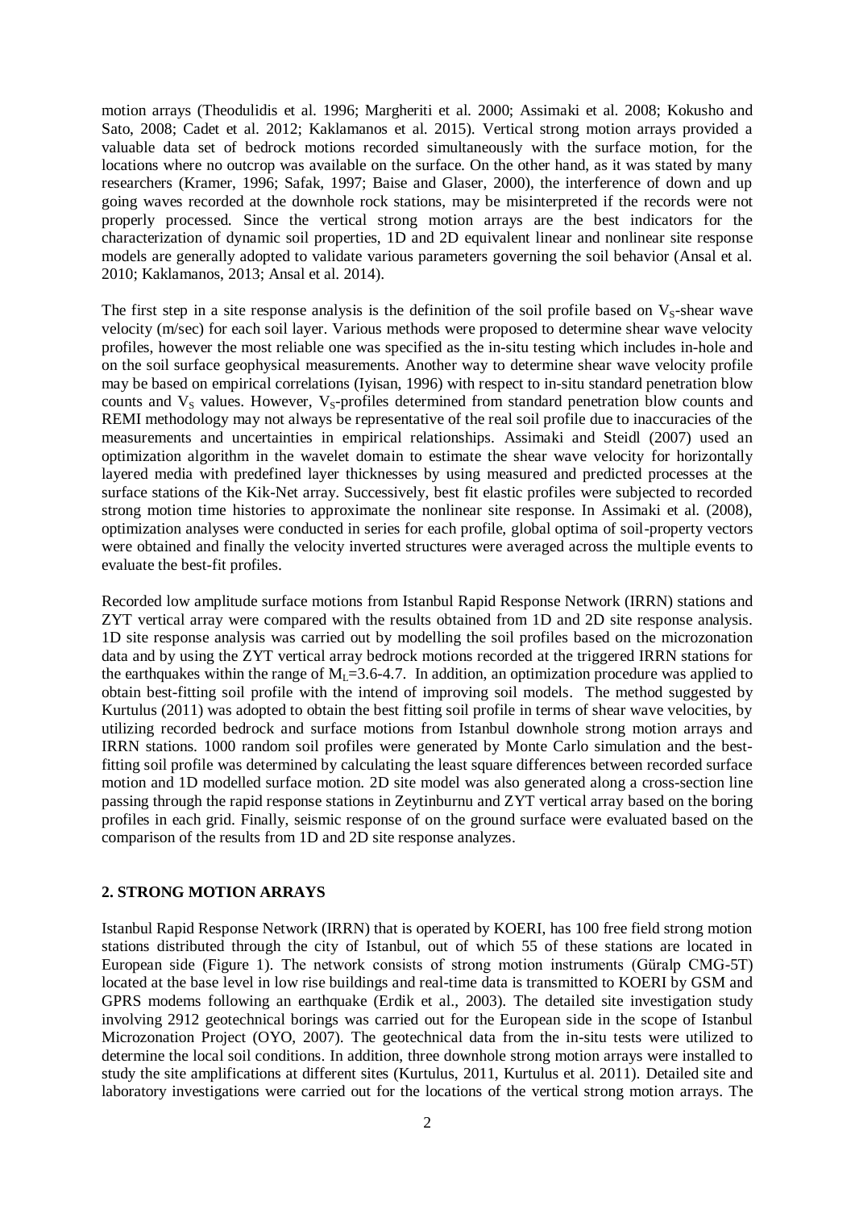motion arrays (Theodulidis et al. 1996; Margheriti et al. 2000; Assimaki et al. 2008; Kokusho and Sato, 2008; Cadet et al. 2012; Kaklamanos et al. 2015). Vertical strong motion arrays provided a valuable data set of bedrock motions recorded simultaneously with the surface motion, for the locations where no outcrop was available on the surface. On the other hand, as it was stated by many researchers (Kramer, 1996; Safak, 1997; Baise and Glaser, 2000), the interference of down and up going waves recorded at the downhole rock stations, may be misinterpreted if the records were not properly processed. Since the vertical strong motion arrays are the best indicators for the characterization of dynamic soil properties, 1D and 2D equivalent linear and nonlinear site response models are generally adopted to validate various parameters governing the soil behavior (Ansal et al. 2010; Kaklamanos, 2013; Ansal et al. 2014).

The first step in a site response analysis is the definition of the soil profile based on $V_S$-shear wave velocity (m/sec) for each soil layer. Various methods were proposed to determine shear wave velocity profiles, however the most reliable one was specified as the in-situ testing which includes in-hole and on the soil surface geophysical measurements. Another way to determine shear wave velocity profile may be based on empirical correlations (Iyisan, 1996) with respect to in-situ standard penetration blow counts and $V_S$ values. However, $V_S$-profiles determined from standard penetration blow counts and REMI methodology may not always be representative of the real soil profile due to inaccuracies of the measurements and uncertainties in empirical relationships. Assimaki and Steidl (2007) used an optimization algorithm in the wavelet domain to estimate the shear wave velocity for horizontally layered media with predefined layer thicknesses by using measured and predicted processes at the surface stations of the Kik-Net array. Successively, best fit elastic profiles were subjected to recorded strong motion time histories to approximate the nonlinear site response. In Assimaki et al. (2008), optimization analyses were conducted in series for each profile, global optima of soil-property vectors were obtained and finally the velocity inverted structures were averaged across the multiple events to evaluate the best-fit profiles.

Recorded low amplitude surface motions from Istanbul Rapid Response Network (IRRN) stations and ZYT vertical array were compared with the results obtained from 1D and 2D site response analysis. 1D site response analysis was carried out by modelling the soil profiles based on the microzonation data and by using the ZYT vertical array bedrock motions recorded at the triggered IRRN stations for the earthquakes within the range of $M_L$=3.6-4.7. In addition, an optimization procedure was applied to obtain best-fitting soil profile with the intend of improving soil models. The method suggested by Kurtulus (2011) was adopted to obtain the best fitting soil profile in terms of shear wave velocities, by utilizing recorded bedrock and surface motions from Istanbul downhole strong motion arrays and IRRN stations. 1000 random soil profiles were generated by Monte Carlo simulation and the best-fitting soil profile was determined by calculating the least square differences between recorded surface motion and 1D modelled surface motion. 2D site model was also generated along a cross-section line passing through the rapid response stations in Zeytinburnu and ZYT vertical array based on the boring profiles in each grid. Finally, seismic response of on the ground surface were evaluated based on the comparison of the results from 1D and 2D site response analyzes.

## 2. STRONG MOTION ARRAYS

Istanbul Rapid Response Network (IRRN) that is operated by KOERI, has 100 free field strong motion stations distributed through the city of Istanbul, out of which 55 of these stations are located in European side (Figure 1). The network consists of strong motion instruments (Güralp CMG-5T) located at the base level in low rise buildings and real-time data is transmitted to KOERI by GSM and GPRS modems following an earthquake (Erdik et al., 2003). The detailed site investigation study involving 2912 geotechnical borings was carried out for the European side in the scope of Istanbul Microzonation Project (OYO, 2007). The geotechnical data from the in-situ tests were utilized to determine the local soil conditions. In addition, three downhole strong motion arrays were installed to study the site amplifications at different sites (Kurtulus, 2011, Kurtulus et al. 2011). Detailed site and laboratory investigations were carried out for the locations of the vertical strong motion arrays. The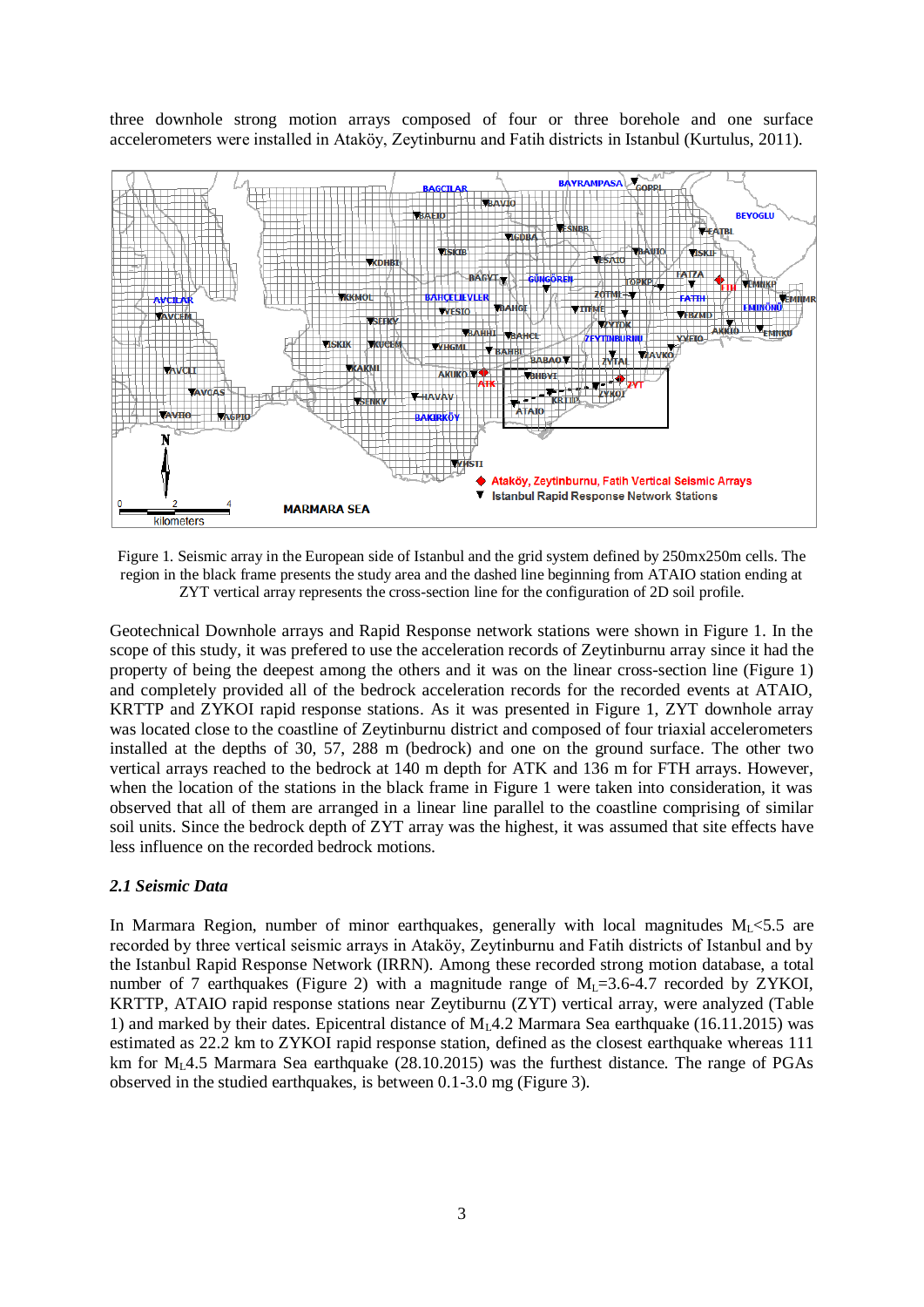three downhole strong motion arrays composed of four or three borehole and one surface accelerometers were installed in Ataköy, Zeytinburnu and Fatih districts in Istanbul (Kurtulus, 2011).

Figure 1. Seismic array in the European side of Istanbul and the grid system defined by 250mx250m cells. The region in the black frame presents the study area and the dashed line beginning from ATAIO station ending at ZYT vertical array represents the cross-section line for the configuration of 2D soil profile.

Geotechnical Downhole arrays and Rapid Response network stations were shown in Figure 1. In the scope of this study, it was prefered to use the acceleration records of Zeytinburnu array since it had the property of being the deepest among the others and it was on the linear cross-section line (Figure 1) and completely provided all of the bedrock acceleration records for the recorded events at ATAIO, KRTTP and ZYKOI rapid response stations. As it was presented in Figure 1, ZYT downhole array was located close to the coastline of Zeytinburnu district and composed of four triaxial accelerometers installed at the depths of 30, 57, 288 m (bedrock) and one on the ground surface. The other two vertical arrays reached to the bedrock at 140 m depth for ATK and 136 m for FTH arrays. However, when the location of the stations in the black frame in Figure 1 were taken into consideration, it was observed that all of them are arranged in a linear line parallel to the coastline comprising of similar soil units. Since the bedrock depth of ZYT array was the highest, it was assumed that site effects have less influence on the recorded bedrock motions.

### *2.1 Seismic Data*

In Marmara Region, number of minor earthquakes, generally with local magnitudes $M_L$<5.5 are recorded by three vertical seismic arrays in Ataköy, Zeytinburnu and Fatih districts of Istanbul and by the Istanbul Rapid Response Network (IRRN). Among these recorded strong motion database, a total number of 7 earthquakes (Figure 2) with a magnitude range of $M_L$=3.6-4.7 recorded by ZYKOI, KRTTP, ATAIO rapid response stations near Zeytiburnu (ZYT) vertical array, were analyzed (Table 1) and marked by their dates. Epicentral distance of $M_L$4.2 Marmara Sea earthquake (16.11.2015) was estimated as 22.2 km to ZYKOI rapid response station, defined as the closest earthquake whereas 111 km for $M_L$4.5 Marmara Sea earthquake (28.10.2015) was the furthest distance. The range of PGAs observed in the studied earthquakes, is between 0.1-3.0 mg (Figure 3).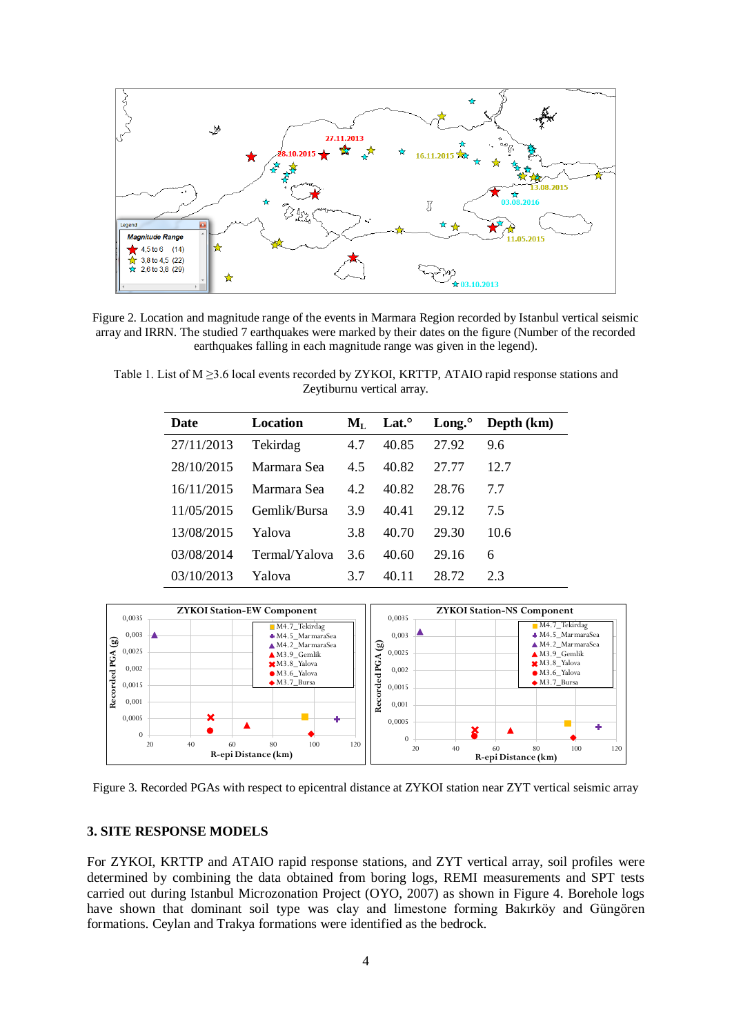Figure 2. Location and magnitude range of the events in Marmara Region recorded by Istanbul vertical seismic array and IRRN. The studied 7 earthquakes were marked by their dates on the figure (Number of the recorded earthquakes falling in each magnitude range was given in the legend).

Table 1. List of M ≥3.6 local events recorded by ZYKOI, KRTTP, ATAIO rapid response stations and Zeytiburnu vertical array.

| Date | Location | $M_L$ | Lat.° | Long.° | Depth (km) |
|---|---|---|---|---|---|
| 27/11/2013 | Tekirdag | 4.7 | 40.85 | 27.92 | 9.6 |
| 28/10/2015 | Marmara Sea | 4.5 | 40.82 | 27.77 | 12.7 |
| 16/11/2015 | Marmara Sea | 4.2 | 40.82 | 28.76 | 7.7 |
| 11/05/2015 | Gemlik/Bursa | 3.9 | 40.41 | 29.12 | 7.5 |
| 13/08/2015 | Yalova | 3.8 | 40.70 | 29.30 | 10.6 |
| 03/08/2014 | Termal/Yalova | 3.6 | 40.60 | 29.16 | 6 |
| 03/10/2013 | Yalova | 3.7 | 40.11 | 28.72 | 2.3 |

Figure 3. Recorded PGAs with respect to epicentral distance at ZYKOI station near ZYT vertical seismic array

### 3. SITE RESPONSE MODELS

For ZYKOI, KRTTP and ATAIO rapid response stations, and ZYT vertical array, soil profiles were determined by combining the data obtained from boring logs, REMI measurements and SPT tests carried out during Istanbul Microzonation Project (OYO, 2007) as shown in Figure 4. Borehole logs have shown that dominant soil type was clay and limestone forming Bakırköy and Güngören formations. Ceylan and Trakya formations were identified as the bedrock.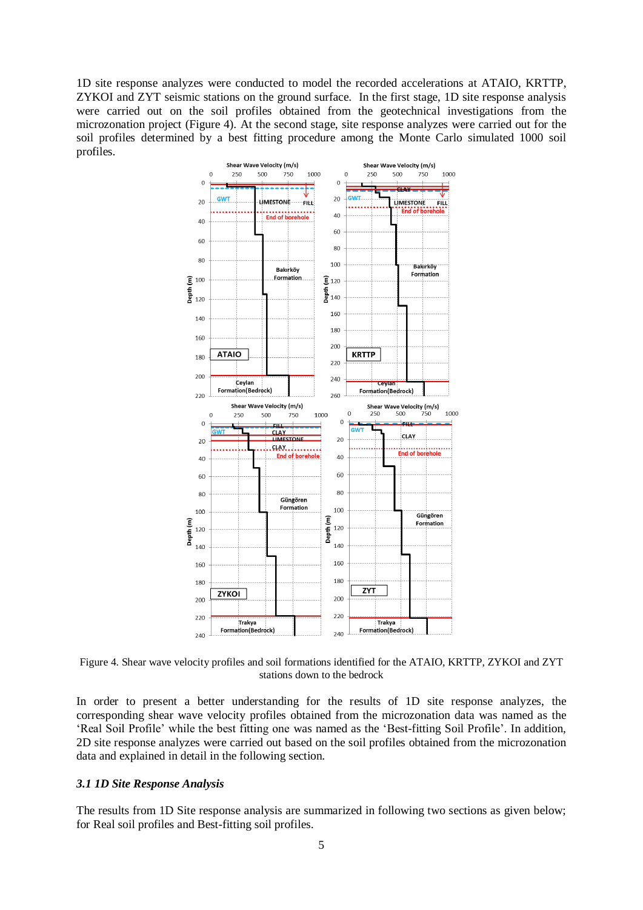1D site response analyzes were conducted to model the recorded accelerations at ATAIO, KRTTP, ZYKOI and ZYT seismic stations on the ground surface. In the first stage, 1D site response analysis were carried out on the soil profiles obtained from the geotechnical investigations from the microzonation project (Figure 4). At the second stage, site response analyzes were carried out for the soil profiles determined by a best fitting procedure among the Monte Carlo simulated 1000 soil profiles.

Figure 4. Shear wave velocity profiles and soil formations identified for the ATAIO, KRTTP, ZYKOI and ZYT stations down to the bedrock

In order to present a better understanding for the results of 1D site response analyzes, the corresponding shear wave velocity profiles obtained from the microzonation data was named as the 'Real Soil Profile' while the best fitting one was named as the 'Best-fitting Soil Profile'. In addition, 2D site response analyzes were carried out based on the soil profiles obtained from the microzonation data and explained in detail in the following section.

### *3.1 1D Site Response Analysis*

The results from 1D Site response analysis are summarized in following two sections as given below; for Real soil profiles and Best-fitting soil profiles.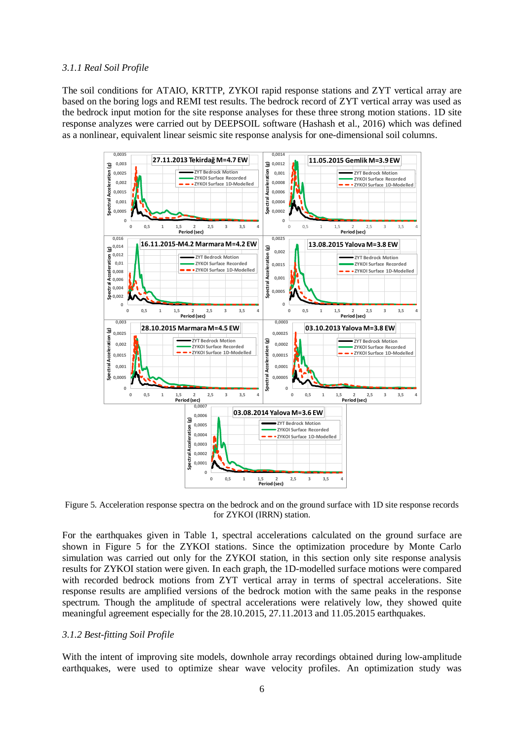*3.1.1 Real Soil Profile*

The soil conditions for ATAIO, KRTTP, ZYKOI rapid response stations and ZYT vertical array are based on the boring logs and REMI test results. The bedrock record of ZYT vertical array was used as the bedrock input motion for the site response analyses for these three strong motion stations. 1D site response analyzes were carried out by DEEPSOIL software (Hashash et al., 2016) which was defined as a nonlinear, equivalent linear seismic site response analysis for one-dimensional soil columns.

Figure 5. Acceleration response spectra on the bedrock and on the ground surface with 1D site response records for ZYKOI (IRRN) station.

For the earthquakes given in Table 1, spectral accelerations calculated on the ground surface are shown in Figure 5 for the ZYKOI stations. Since the optimization procedure by Monte Carlo simulation was carried out only for the ZYKOI station, in this section only site response analysis results for ZYKOI station were given. In each graph, the 1D-modelled surface motions were compared with recorded bedrock motions from ZYT vertical array in terms of spectral accelerations. Site response results are amplified versions of the bedrock motion with the same peaks in the response spectrum. Though the amplitude of spectral accelerations were relatively low, they showed quite meaningful agreement especially for the 28.10.2015, 27.11.2013 and 11.05.2015 earthquakes.

*3.1.2 Best-fitting Soil Profile*

With the intent of improving site models, downhole array recordings obtained during low-amplitude earthquakes, were used to optimize shear wave velocity profiles. An optimization study was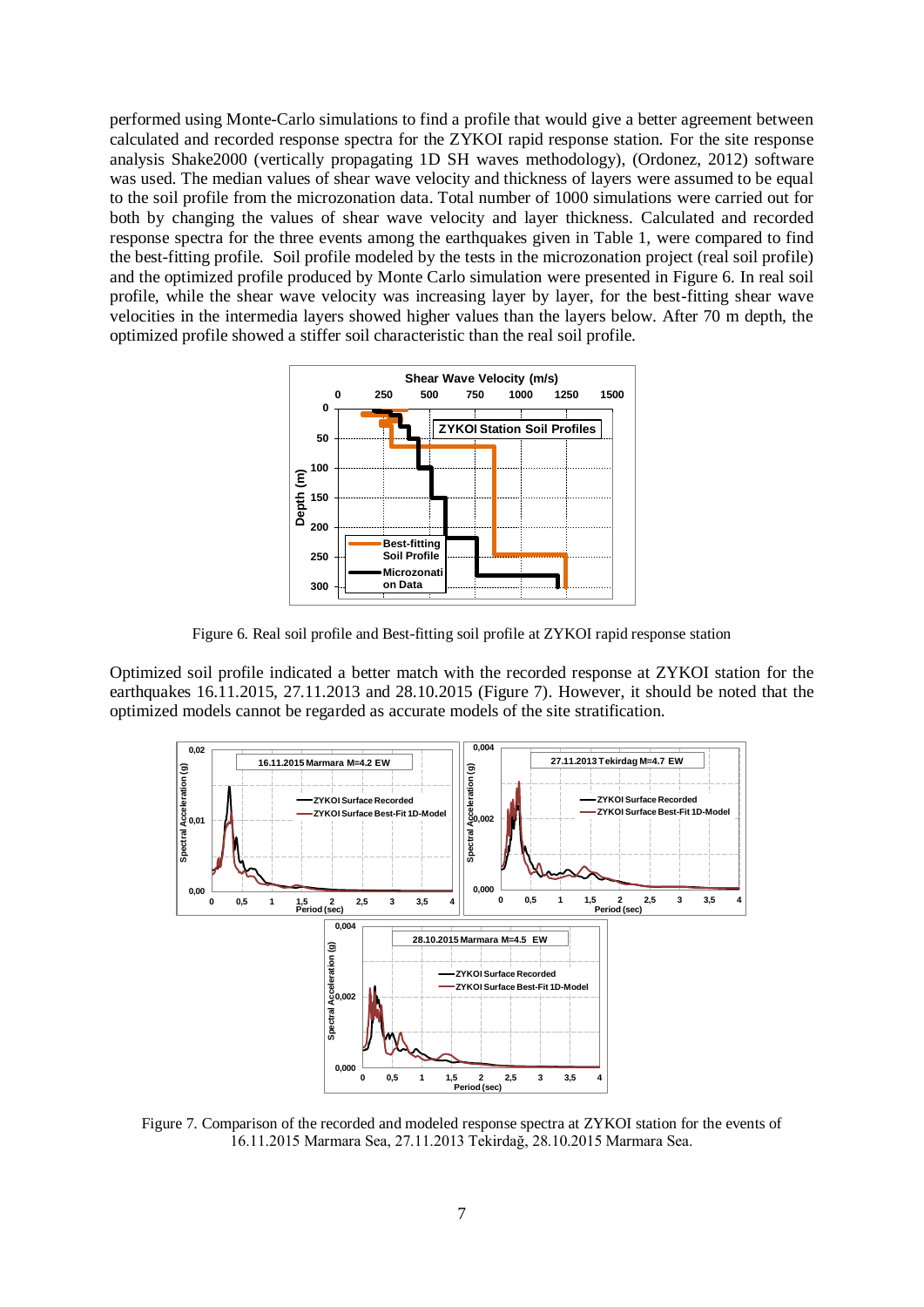performed using Monte-Carlo simulations to find a profile that would give a better agreement between calculated and recorded response spectra for the ZYKOI rapid response station. For the site response analysis Shake2000 (vertically propagating 1D SH waves methodology), (Ordonez, 2012) software was used. The median values of shear wave velocity and thickness of layers were assumed to be equal to the soil profile from the microzonation data. Total number of 1000 simulations were carried out for both by changing the values of shear wave velocity and layer thickness. Calculated and recorded response spectra for the three events among the earthquakes given in Table 1, were compared to find the best-fitting profile. Soil profile modeled by the tests in the microzonation project (real soil profile) and the optimized profile produced by Monte Carlo simulation were presented in Figure 6. In real soil profile, while the shear wave velocity was increasing layer by layer, for the best-fitting shear wave velocities in the intermedia layers showed higher values than the layers below. After 70 m depth, the optimized profile showed a stiffer soil characteristic than the real soil profile.

Figure 6. Real soil profile and Best-fitting soil profile at ZYKOI rapid response station

Optimized soil profile indicated a better match with the recorded response at ZYKOI station for the earthquakes 16.11.2015, 27.11.2013 and 28.10.2015 (Figure 7). However, it should be noted that the optimized models cannot be regarded as accurate models of the site stratification.

Figure 7. Comparison of the recorded and modeled response spectra at ZYKOI station for the events of 16.11.2015 Marmara Sea, 27.11.2013 Tekirdağ, 28.10.2015 Marmara Sea.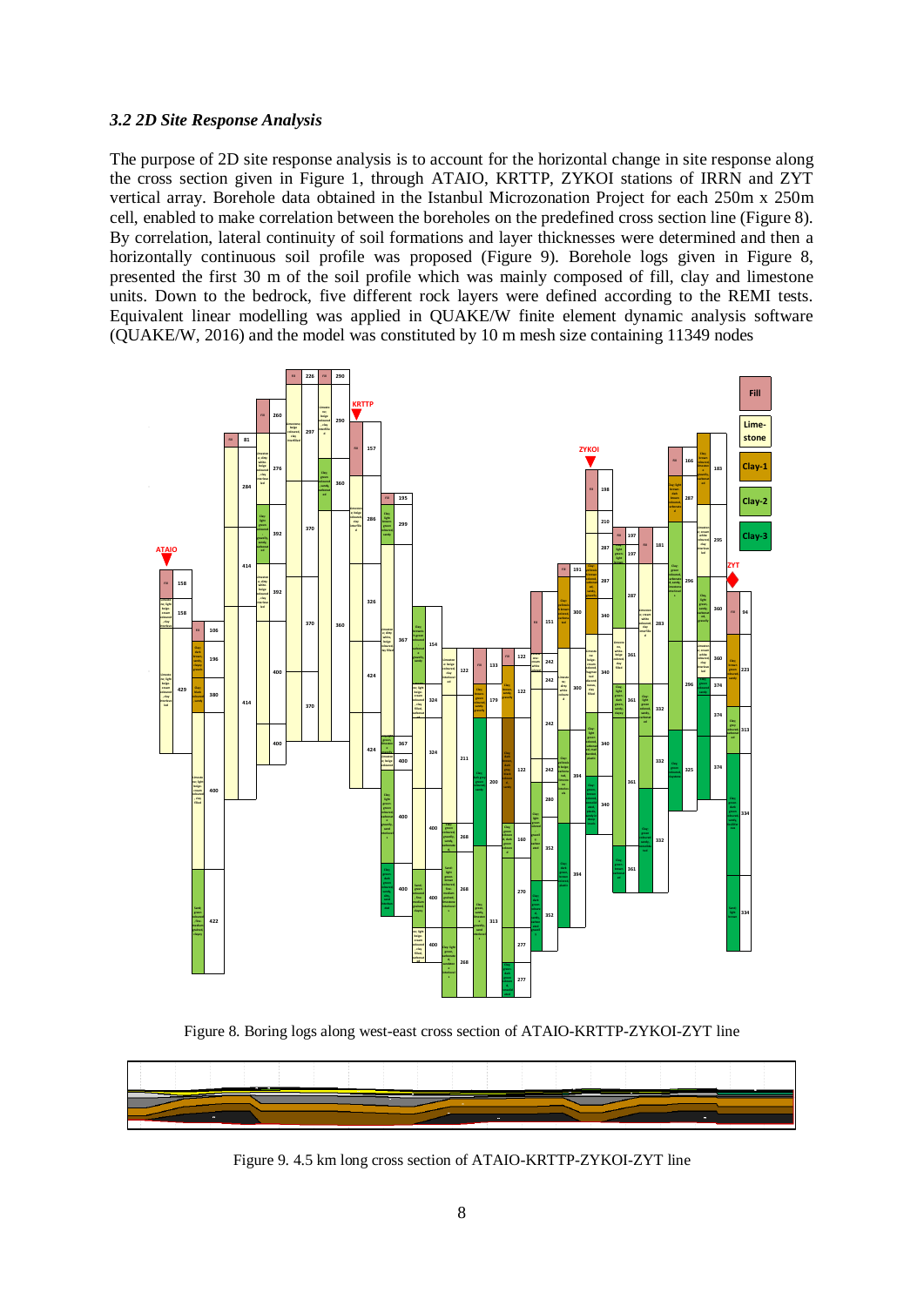### *3.2 2D Site Response Analysis*

The purpose of 2D site response analysis is to account for the horizontal change in site response along the cross section given in Figure 1, through ATAIO, KRTTP, ZYKOI stations of IRRN and ZYT vertical array. Borehole data obtained in the Istanbul Microzonation Project for each 250m x 250m cell, enabled to make correlation between the boreholes on the predefined cross section line (Figure 8). By correlation, lateral continuity of soil formations and layer thicknesses were determined and then a horizontally continuous soil profile was proposed (Figure 9). Borehole logs given in Figure 8, presented the first 30 m of the soil profile which was mainly composed of fill, clay and limestone units. Down to the bedrock, five different rock layers were defined according to the REMI tests. Equivalent linear modelling was applied in QUAKE/W finite element dynamic analysis software (QUAKE/W, 2016) and the model was constituted by 10 m mesh size containing 11349 nodes

Figure 8. Boring logs along west-east cross section of ATAIO-KRTTP-ZYKOI-ZYT line

Figure 9. 4.5 km long cross section of ATAIO-KRTTP-ZYKOI-ZYT line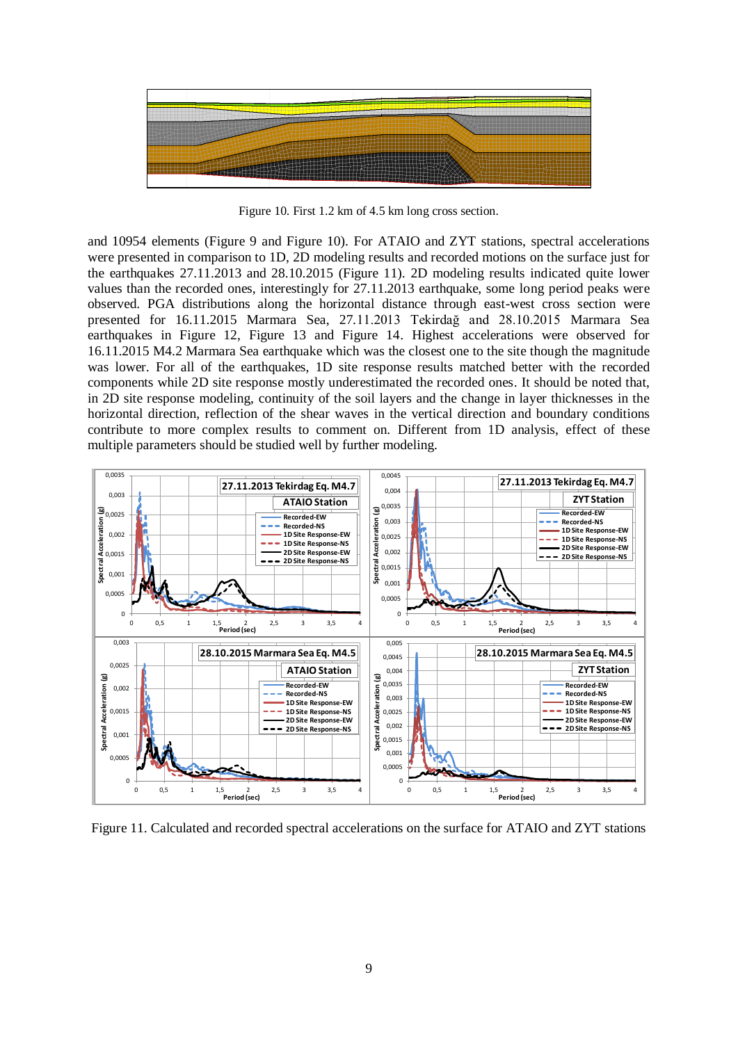Figure 10. First 1.2 km of 4.5 km long cross section.

and 10954 elements (Figure 9 and Figure 10). For ATAIO and ZYT stations, spectral accelerations were presented in comparison to 1D, 2D modeling results and recorded motions on the surface just for the earthquakes 27.11.2013 and 28.10.2015 (Figure 11). 2D modeling results indicated quite lower values than the recorded ones, interestingly for 27.11.2013 earthquake, some long period peaks were observed. PGA distributions along the horizontal distance through east-west cross section were presented for 16.11.2015 Marmara Sea, 27.11.2013 Tekirdağ and 28.10.2015 Marmara Sea earthquakes in Figure 12, Figure 13 and Figure 14. Highest accelerations were observed for 16.11.2015 M4.2 Marmara Sea earthquake which was the closest one to the site though the magnitude was lower. For all of the earthquakes, 1D site response results matched better with the recorded components while 2D site response mostly underestimated the recorded ones. It should be noted that, in 2D site response modeling, continuity of the soil layers and the change in layer thicknesses in the horizontal direction, reflection of the shear waves in the vertical direction and boundary conditions contribute to more complex results to comment on. Different from 1D analysis, effect of these multiple parameters should be studied well by further modeling.

Figure 11. Calculated and recorded spectral accelerations on the surface for ATAIO and ZYT stations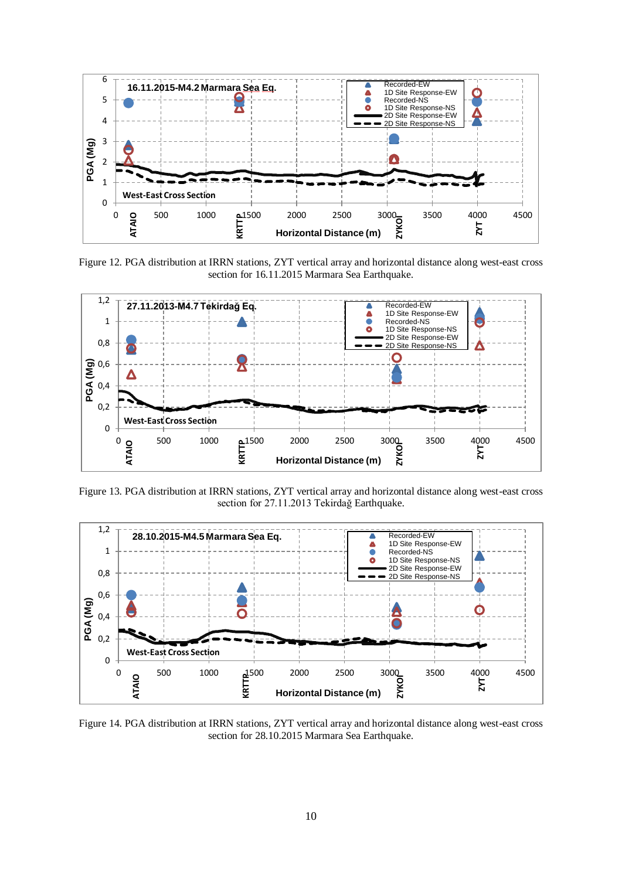Figure 12. PGA distribution at IRRN stations, ZYT vertical array and horizontal distance along west-east cross section for 16.11.2015 Marmara Sea Earthquake.

Figure 13. PGA distribution at IRRN stations, ZYT vertical array and horizontal distance along west-east cross section for 27.11.2013 Tekirdağ Earthquake.

Figure 14. PGA distribution at IRRN stations, ZYT vertical array and horizontal distance along west-east cross section for 28.10.2015 Marmara Sea Earthquake.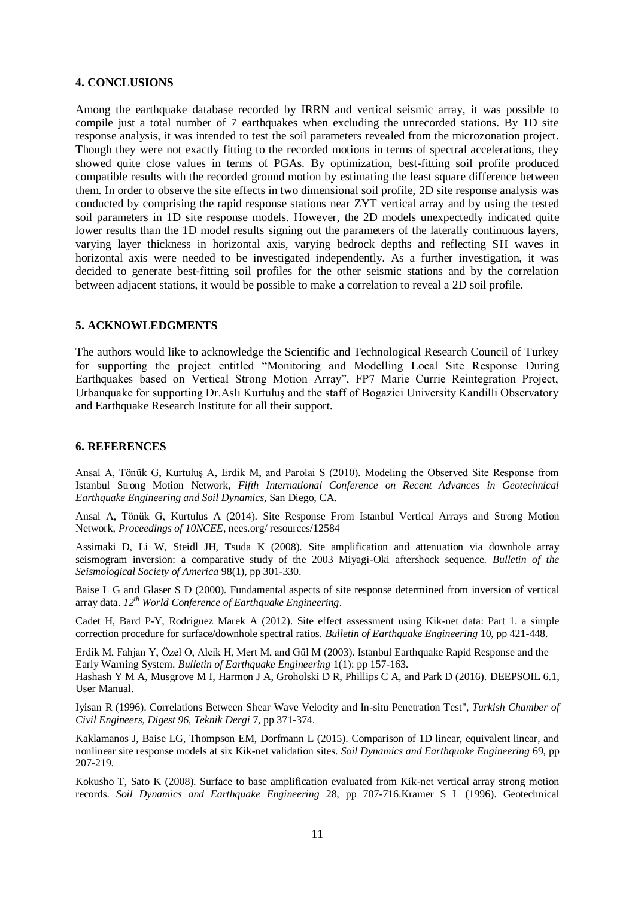## 4. CONCLUSIONS

Among the earthquake database recorded by IRRN and vertical seismic array, it was possible to compile just a total number of 7 earthquakes when excluding the unrecorded stations. By 1D site response analysis, it was intended to test the soil parameters revealed from the microzonation project. Though they were not exactly fitting to the recorded motions in terms of spectral accelerations, they showed quite close values in terms of PGAs. By optimization, best-fitting soil profile produced compatible results with the recorded ground motion by estimating the least square difference between them. In order to observe the site effects in two dimensional soil profile, 2D site response analysis was conducted by comprising the rapid response stations near ZYT vertical array and by using the tested soil parameters in 1D site response models. However, the 2D models unexpectedly indicated quite lower results than the 1D model results signing out the parameters of the laterally continuous layers, varying layer thickness in horizontal axis, varying bedrock depths and reflecting SH waves in horizontal axis were needed to be investigated independently. As a further investigation, it was decided to generate best-fitting soil profiles for the other seismic stations and by the correlation between adjacent stations, it would be possible to make a correlation to reveal a 2D soil profile.

## 5. ACKNOWLEDGMENTS

The authors would like to acknowledge the Scientific and Technological Research Council of Turkey for supporting the project entitled "Monitoring and Modelling Local Site Response During Earthquakes based on Vertical Strong Motion Array", FP7 Marie Currie Reintegration Project, Urbanquake for supporting Dr.Aslı Kurtuluş and the staff of Bogazici University Kandilli Observatory and Earthquake Research Institute for all their support.

## 6. REFERENCES

Ansal A, Tönük G, Kurtuluş A, Erdik M, and Parolai S (2010). Modeling the Observed Site Response from Istanbul Strong Motion Network, *Fifth International Conference on Recent Advances in Geotechnical Earthquake Engineering and Soil Dynamics*, San Diego, CA.

Ansal A, Tönük G, Kurtulus A (2014). Site Response From Istanbul Vertical Arrays and Strong Motion Network, *Proceedings of 10NCEE*, nees.org/ resources/12584

Assimaki D, Li W, Steidl JH, Tsuda K (2008). Site amplification and attenuation via downhole array seismogram inversion: a comparative study of the 2003 Miyagi-Oki aftershock sequence. *Bulletin of the Seismological Society of America* 98(1), pp 301-330.

Baise L G and Glaser S D (2000). Fundamental aspects of site response determined from inversion of vertical array data. *12th World Conference of Earthquake Engineering*.

Cadet H, Bard P-Y, Rodriguez Marek A (2012). Site effect assessment using Kik-net data: Part 1. a simple correction procedure for surface/downhole spectral ratios. *Bulletin of Earthquake Engineering* 10, pp 421-448.

Erdik M, Fahjan Y, Özel O, Alcik H, Mert M, and Gül M (2003). Istanbul Earthquake Rapid Response and the Early Warning System. *Bulletin of Earthquake Engineering* 1(1): pp 157-163.

Hashash Y M A, Musgrove M I, Harmon J A, Groholski D R, Phillips C A, and Park D (2016). DEEPSOIL 6.1, User Manual.

Iyisan R (1996). Correlations Between Shear Wave Velocity and In-situ Penetration Test", *Turkish Chamber of Civil Engineers, Digest 96, Teknik Dergi* 7, pp 371-374.

Kaklamanos J, Baise LG, Thompson EM, Dorfmann L (2015). Comparison of 1D linear, equivalent linear, and nonlinear site response models at six Kik-net validation sites. *Soil Dynamics and Earthquake Engineering* 69, pp 207-219.

Kokusho T, Sato K (2008). Surface to base amplification evaluated from Kik-net vertical array strong motion records. *Soil Dynamics and Earthquake Engineering* 28, pp 707-716.Kramer S L (1996). Geotechnical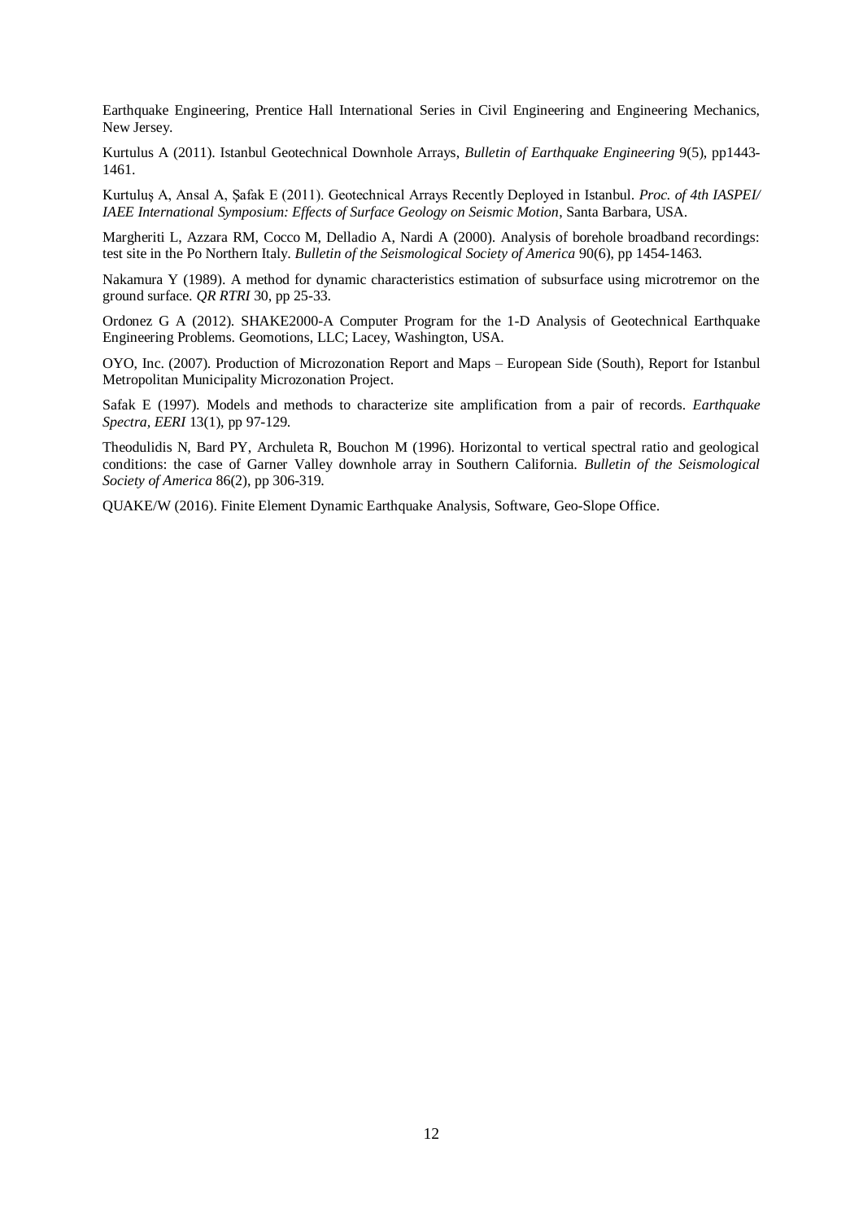Earthquake Engineering, Prentice Hall International Series in Civil Engineering and Engineering Mechanics, New Jersey.

Kurtulus A (2011). Istanbul Geotechnical Downhole Arrays, *Bulletin of Earthquake Engineering* 9(5), pp1443-1461.

Kurtuluş A, Ansal A, Şafak E (2011). Geotechnical Arrays Recently Deployed in Istanbul. *Proc. of 4th IASPEI/ IAEE International Symposium: Effects of Surface Geology on Seismic Motion*, Santa Barbara, USA.

Margheriti L, Azzara RM, Cocco M, Delladio A, Nardi A (2000). Analysis of borehole broadband recordings: test site in the Po Northern Italy. *Bulletin of the Seismological Society of America* 90(6), pp 1454-1463.

Nakamura Y (1989). A method for dynamic characteristics estimation of subsurface using microtremor on the ground surface. *QR RTRI* 30, pp 25-33.

Ordonez G A (2012). SHAKE2000-A Computer Program for the 1-D Analysis of Geotechnical Earthquake Engineering Problems. Geomotions, LLC; Lacey, Washington, USA.

OYO, Inc. (2007). Production of Microzonation Report and Maps – European Side (South), Report for Istanbul Metropolitan Municipality Microzonation Project.

Safak E (1997). Models and methods to characterize site amplification from a pair of records. *Earthquake Spectra, EERI* 13(1), pp 97-129.

Theodulidis N, Bard PY, Archuleta R, Bouchon M (1996). Horizontal to vertical spectral ratio and geological conditions: the case of Garner Valley downhole array in Southern California. *Bulletin of the Seismological Society of America* 86(2), pp 306-319.

QUAKE/W (2016). Finite Element Dynamic Earthquake Analysis, Software, Geo-Slope Office.